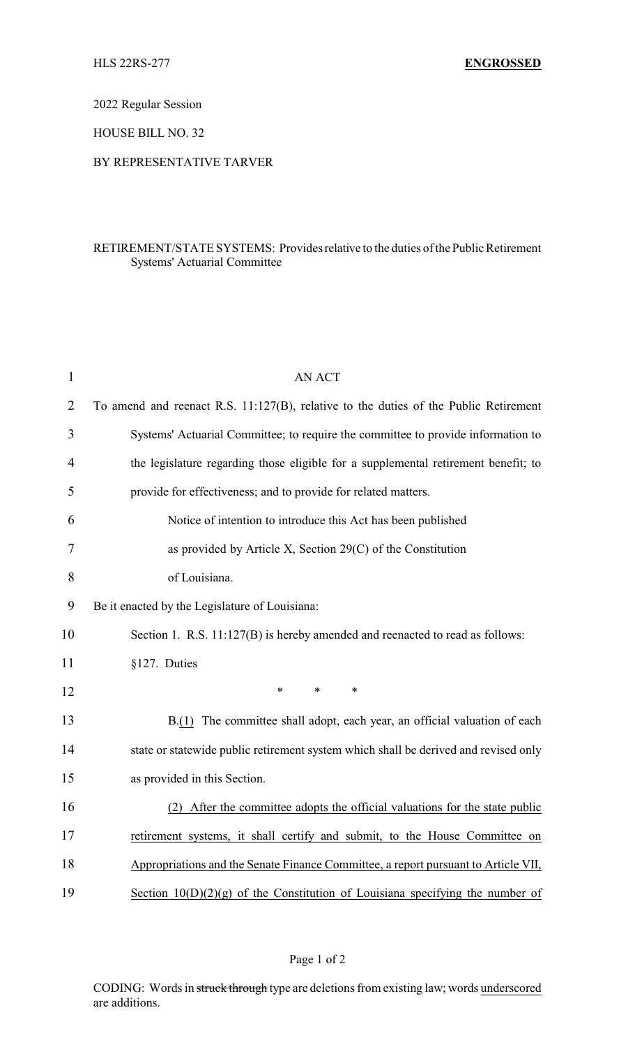HLS 22RS-277 **ENGROSSED**

2022 Regular Session

HOUSE BILL NO. 32

BY REPRESENTATIVE TARVER

RETIREMENT/STATE SYSTEMS: Provides relative to the duties of the Public Retirement Systems' Actuarial Committee

AN ACT

To amend and reenact R.S. 11:127(B), relative to the duties of the Public Retirement Systems' Actuarial Committee; to require the committee to provide information to the legislature regarding those eligible for a supplemental retirement benefit; to provide for effectiveness; and to provide for related matters.

Notice of intention to introduce this Act has been published as provided by Article X, Section 29(C) of the Constitution of Louisiana.

Be it enacted by the Legislature of Louisiana:

Section 1. R.S. 11:127(B) is hereby amended and reenacted to read as follows:

§127. Duties

\* \* \*

B.<u>(1)</u> The committee shall adopt, each year, an official valuation of each state or statewide public retirement system which shall be derived and revised only as provided in this Section.

<u>(2) After the committee adopts the official valuations for the state public retirement systems, it shall certify and submit, to the House Committee on Appropriations and the Senate Finance Committee, a report pursuant to Article VII, Section 10(D)(2)(g) of the Constitution of Louisiana specifying the number of</u>

CODING: Words in ~~struck through~~ type are deletions from existing law; words <u>underscored</u> are additions.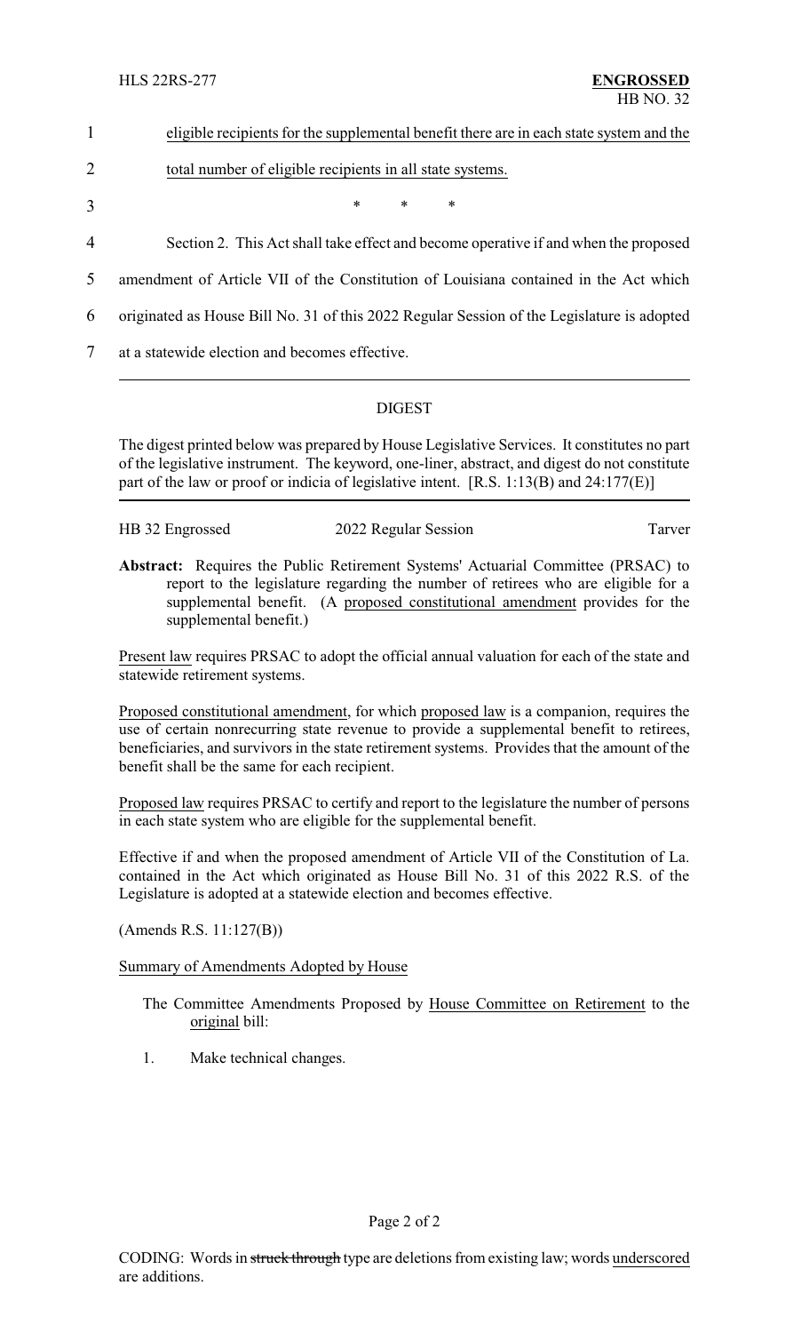1 eligible recipients for the supplemental benefit there are in each state system and the

2 total number of eligible recipients in all state systems.

3 * * *

4 Section 2. This Act shall take effect and become operative if and when the proposed

5 amendment of Article VII of the Constitution of Louisiana contained in the Act which

6 originated as House Bill No. 31 of this 2022 Regular Session of the Legislature is adopted

7 at a statewide election and becomes effective.

## DIGEST

The digest printed below was prepared by House Legislative Services. It constitutes no part of the legislative instrument. The keyword, one-liner, abstract, and digest do not constitute part of the law or proof or indicia of legislative intent. [R.S. 1:13(B) and 24:177(E)]

HB 32 Engrossed 2022 Regular Session Tarver

**Abstract:** Requires the Public Retirement Systems' Actuarial Committee (PRSAC) to report to the legislature regarding the number of retirees who are eligible for a supplemental benefit. (A proposed constitutional amendment provides for the supplemental benefit.)

Present law requires PRSAC to adopt the official annual valuation for each of the state and statewide retirement systems.

Proposed constitutional amendment, for which proposed law is a companion, requires the use of certain nonrecurring state revenue to provide a supplemental benefit to retirees, beneficiaries, and survivors in the state retirement systems. Provides that the amount of the benefit shall be the same for each recipient.

Proposed law requires PRSAC to certify and report to the legislature the number of persons in each state system who are eligible for the supplemental benefit.

Effective if and when the proposed amendment of Article VII of the Constitution of La. contained in the Act which originated as House Bill No. 31 of this 2022 R.S. of the Legislature is adopted at a statewide election and becomes effective.

(Amends R.S. 11:127(B))

Summary of Amendments Adopted by House

The Committee Amendments Proposed by House Committee on Retirement to the original bill:

1. Make technical changes.

CODING: Words in ~~struck through~~ type are deletions from existing law; words underscored are additions.